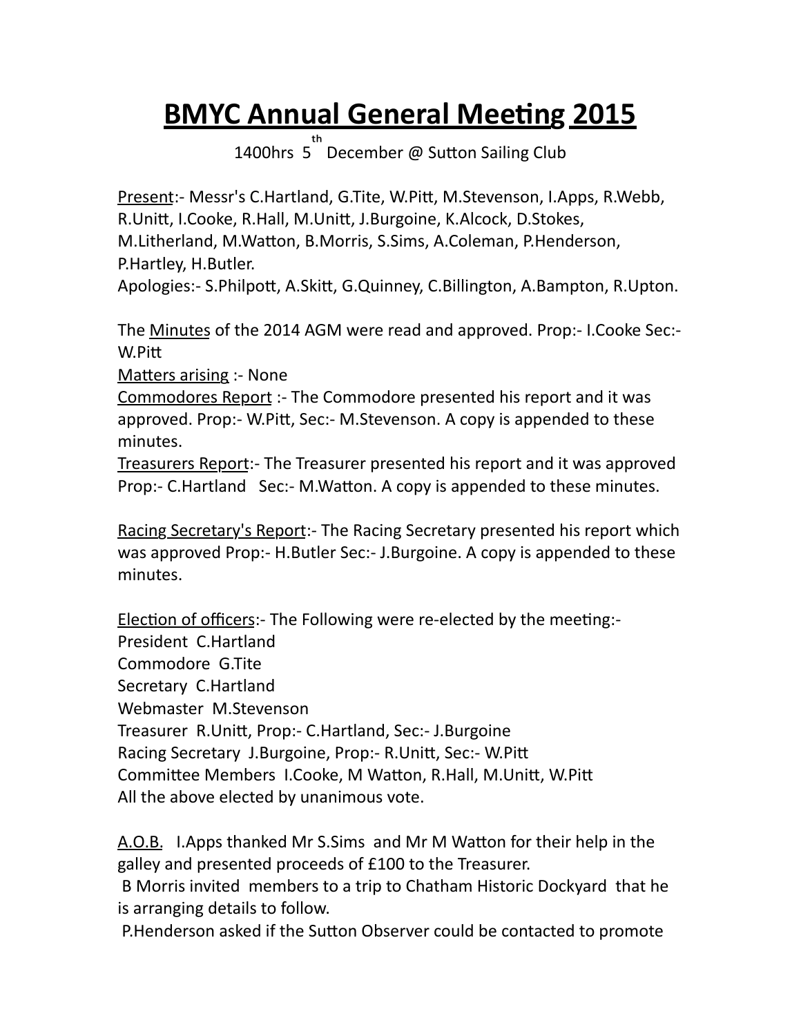# BMYC Annual General Meeting 2015

1400hrs 5th December @ Sutton Sailing Club

Present:- Messr's C.Hartland, G.Tite, W.Pitt, M.Stevenson, I.Apps, R.Webb, R.Unitt, I.Cooke, R.Hall, M.Unitt, J.Burgoine, K.Alcock, D.Stokes, M.Litherland, M.Watton, B.Morris, S.Sims, A.Coleman, P.Henderson, P.Hartley, H.Butler.

Apologies:- S.Philpott, A.Skitt, G.Quinney, C.Billington, A.Bampton, R.Upton.

The Minutes of the 2014 AGM were read and approved. Prop:- I.Cooke Sec:- W.Pitt

Matters arising :- None

Commodores Report :- The Commodore presented his report and it was approved. Prop:- W.Pitt, Sec:- M.Stevenson. A copy is appended to these minutes.

Treasurers Report:- The Treasurer presented his report and it was approved Prop:- C.Hartland Sec:- M.Watton. A copy is appended to these minutes.

Racing Secretary's Report:- The Racing Secretary presented his report which was approved Prop:- H.Butler Sec:- J.Burgoine. A copy is appended to these minutes.

Election of officers:- The Following were re-elected by the meeting:-

President C.Hartland
Commodore G.Tite
Secretary C.Hartland
Webmaster M.Stevenson
Treasurer R.Unitt, Prop:- C.Hartland, Sec:- J.Burgoine
Racing Secretary J.Burgoine, Prop:- R.Unitt, Sec:- W.Pitt
Committee Members I.Cooke, M Watton, R.Hall, M.Unitt, W.Pitt
All the above elected by unanimous vote.

A.O.B. I.Apps thanked Mr S.Sims and Mr M Watton for their help in the galley and presented proceeds of £100 to the Treasurer.

B Morris invited members to a trip to Chatham Historic Dockyard that he is arranging details to follow.

P.Henderson asked if the Sutton Observer could be contacted to promote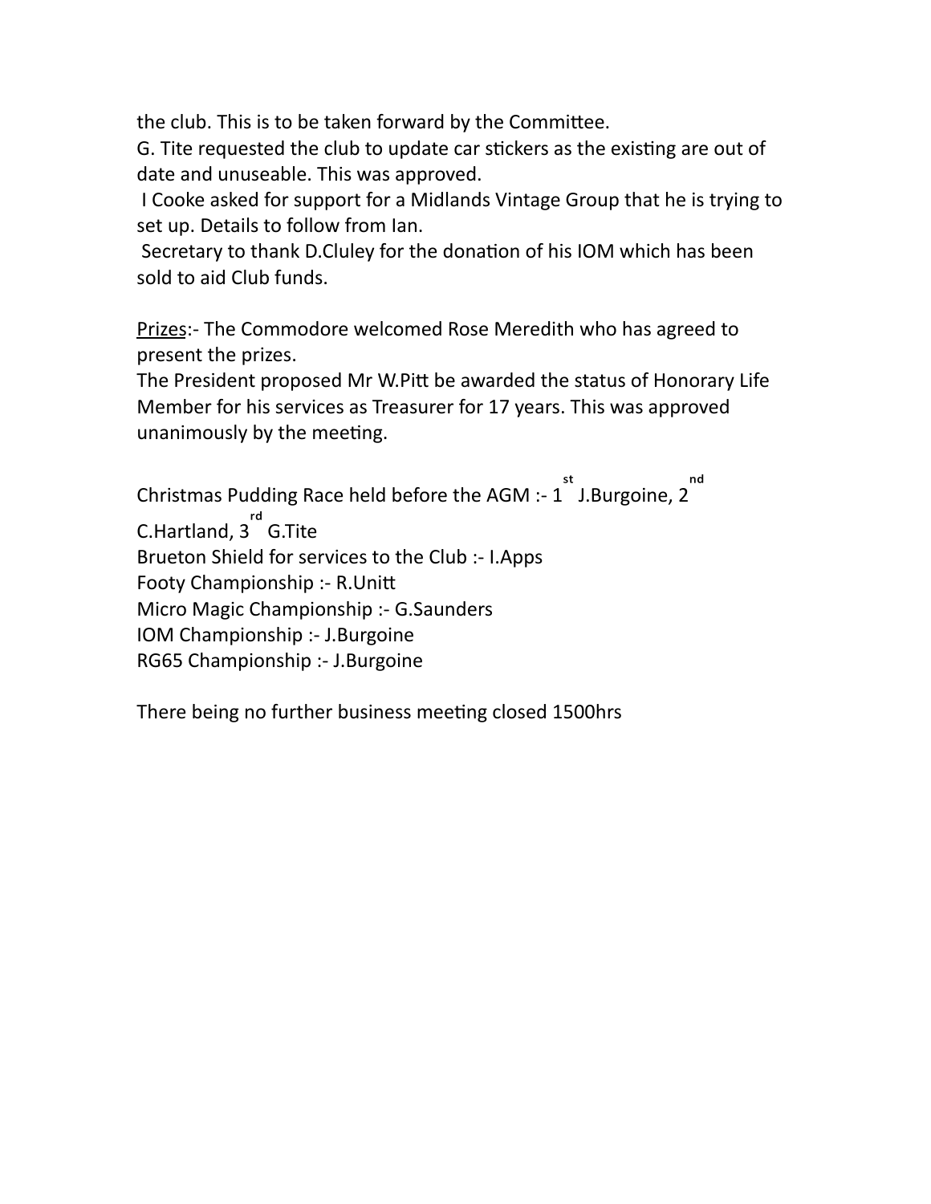the club. This is to be taken forward by the Committee.
G. Tite requested the club to update car stickers as the existing are out of date and unuseable. This was approved.
I Cooke asked for support for a Midlands Vintage Group that he is trying to set up. Details to follow from Ian.
Secretary to thank D.Cluley for the donation of his IOM which has been sold to aid Club funds.

<u>Prizes</u>:- The Commodore welcomed Rose Meredith who has agreed to present the prizes.
The President proposed Mr W.Pitt be awarded the status of Honorary Life Member for his services as Treasurer for 17 years. This was approved unanimously by the meeting.

Christmas Pudding Race held before the AGM :- 1st J.Burgoine, 2nd C.Hartland, 3rd G.Tite
Brueton Shield for services to the Club :- I.Apps
Footy Championship :- R.Unitt
Micro Magic Championship :- G.Saunders
IOM Championship :- J.Burgoine
RG65 Championship :- J.Burgoine

There being no further business meeting closed 1500hrs